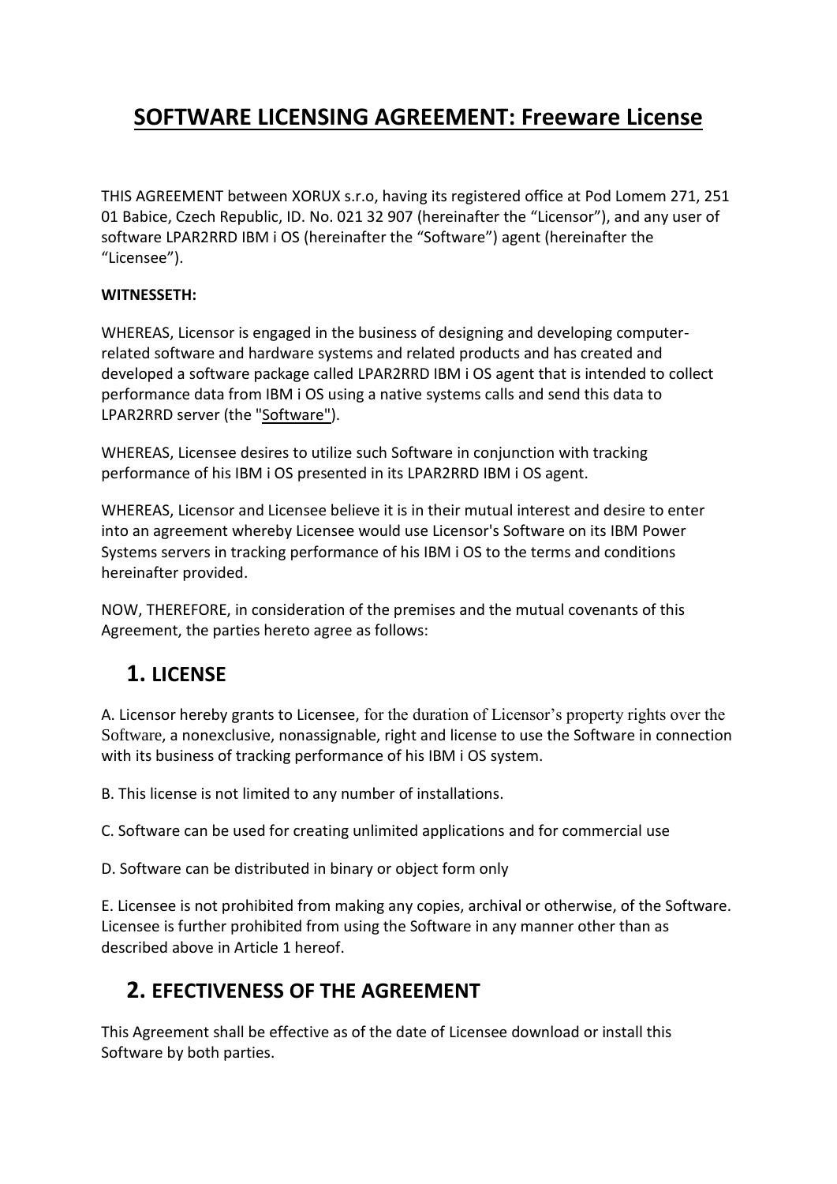# SOFTWARE LICENSING AGREEMENT: Freeware License

THIS AGREEMENT between XORUX s.r.o, having its registered office at Pod Lomem 271, 251 01 Babice, Czech Republic, ID. No. 021 32 907 (hereinafter the "Licensor"), and any user of software LPAR2RRD IBM i OS (hereinafter the "Software") agent (hereinafter the "Licensee").

**WITNESSETH:**

WHEREAS, Licensor is engaged in the business of designing and developing computer-related software and hardware systems and related products and has created and developed a software package called LPAR2RRD IBM i OS agent that is intended to collect performance data from IBM i OS using a native systems calls and send this data to LPAR2RRD server (the "Software").

WHEREAS, Licensee desires to utilize such Software in conjunction with tracking performance of his IBM i OS presented in its LPAR2RRD IBM i OS agent.

WHEREAS, Licensor and Licensee believe it is in their mutual interest and desire to enter into an agreement whereby Licensee would use Licensor's Software on its IBM Power Systems servers in tracking performance of his IBM i OS to the terms and conditions hereinafter provided.

NOW, THEREFORE, in consideration of the premises and the mutual covenants of this Agreement, the parties hereto agree as follows:

## 1. LICENSE

A. Licensor hereby grants to Licensee, for the duration of Licensor's property rights over the Software, a nonexclusive, nonassignable, right and license to use the Software in connection with its business of tracking performance of his IBM i OS system.

B. This license is not limited to any number of installations.

C. Software can be used for creating unlimited applications and for commercial use

D. Software can be distributed in binary or object form only

E. Licensee is not prohibited from making any copies, archival or otherwise, of the Software. Licensee is further prohibited from using the Software in any manner other than as described above in Article 1 hereof.

## 2. EFECTIVENESS OF THE AGREEMENT

This Agreement shall be effective as of the date of Licensee download or install this Software by both parties.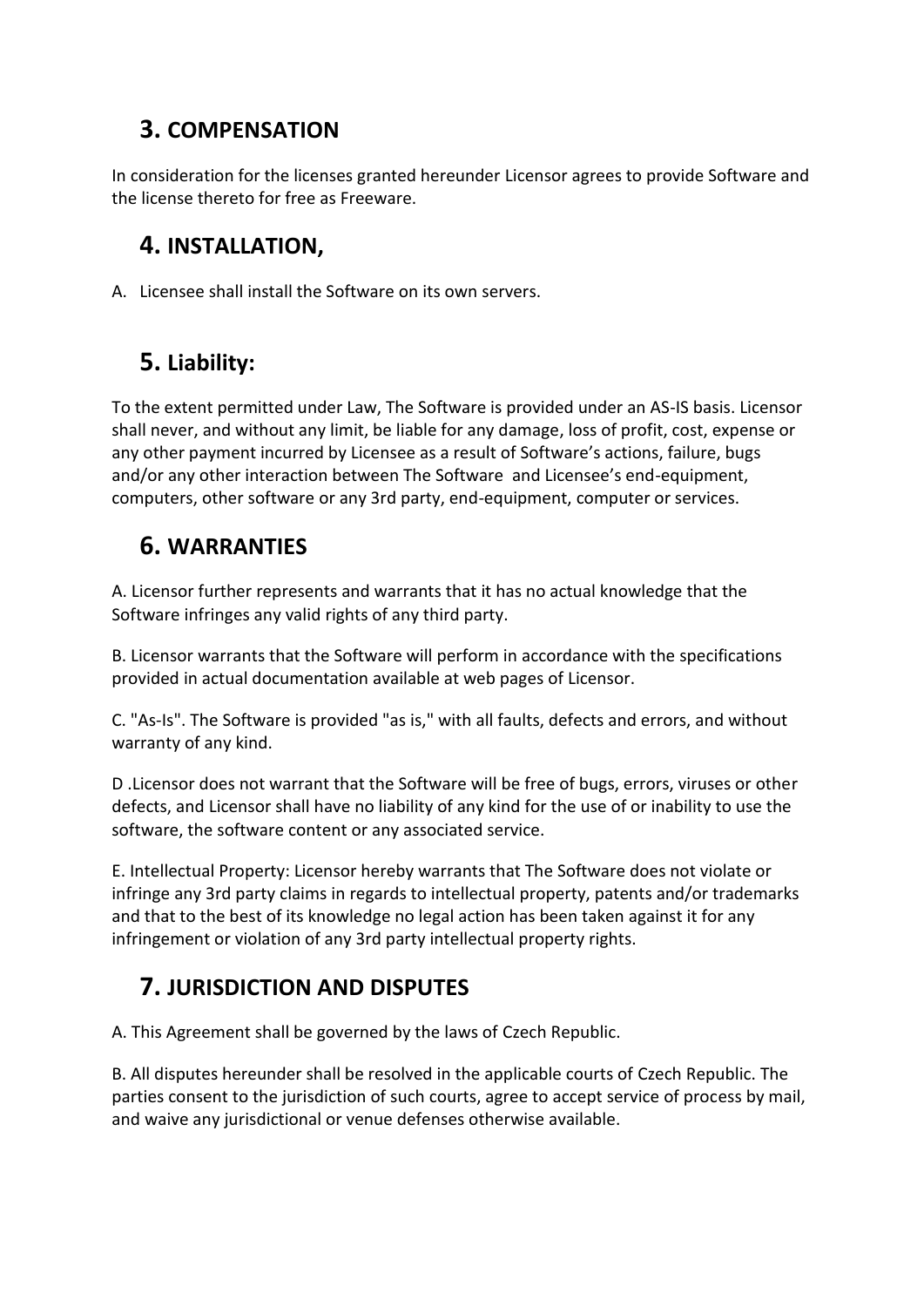## 3. COMPENSATION

In consideration for the licenses granted hereunder Licensor agrees to provide Software and the license thereto for free as Freeware.

## 4. INSTALLATION,

A. Licensee shall install the Software on its own servers.

## 5. Liability:

To the extent permitted under Law, The Software is provided under an AS-IS basis. Licensor shall never, and without any limit, be liable for any damage, loss of profit, cost, expense or any other payment incurred by Licensee as a result of Software's actions, failure, bugs and/or any other interaction between The Software and Licensee's end-equipment, computers, other software or any 3rd party, end-equipment, computer or services.

## 6. WARRANTIES

A. Licensor further represents and warrants that it has no actual knowledge that the Software infringes any valid rights of any third party.

B. Licensor warrants that the Software will perform in accordance with the specifications provided in actual documentation available at web pages of Licensor.

C. "As-Is". The Software is provided "as is," with all faults, defects and errors, and without warranty of any kind.

D .Licensor does not warrant that the Software will be free of bugs, errors, viruses or other defects, and Licensor shall have no liability of any kind for the use of or inability to use the software, the software content or any associated service.

E. Intellectual Property: Licensor hereby warrants that The Software does not violate or infringe any 3rd party claims in regards to intellectual property, patents and/or trademarks and that to the best of its knowledge no legal action has been taken against it for any infringement or violation of any 3rd party intellectual property rights.

## 7. JURISDICTION AND DISPUTES

A. This Agreement shall be governed by the laws of Czech Republic.

B. All disputes hereunder shall be resolved in the applicable courts of Czech Republic. The parties consent to the jurisdiction of such courts, agree to accept service of process by mail, and waive any jurisdictional or venue defenses otherwise available.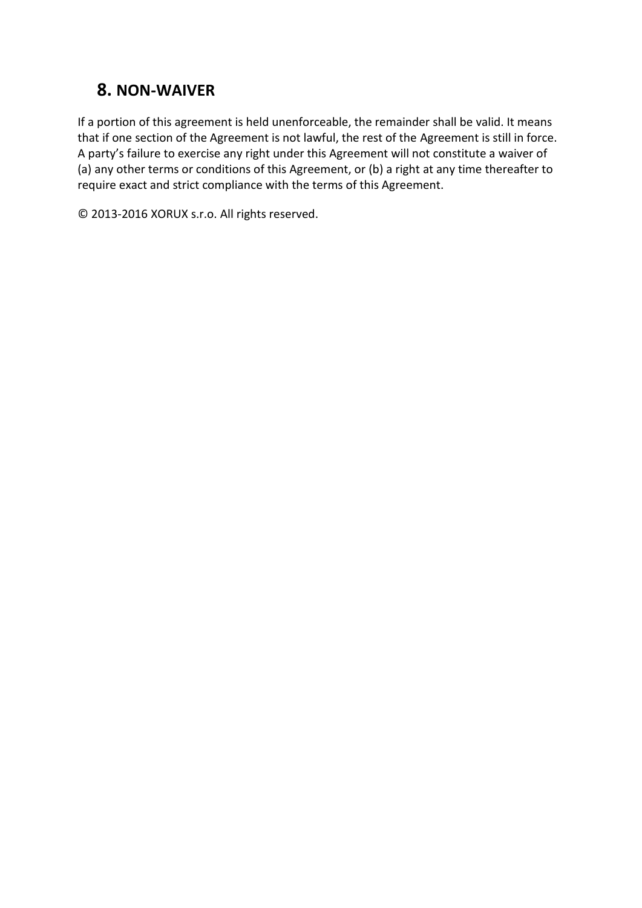## 8. NON-WAIVER

If a portion of this agreement is held unenforceable, the remainder shall be valid. It means that if one section of the Agreement is not lawful, the rest of the Agreement is still in force. A party's failure to exercise any right under this Agreement will not constitute a waiver of (a) any other terms or conditions of this Agreement, or (b) a right at any time thereafter to require exact and strict compliance with the terms of this Agreement.

© 2013-2016 XORUX s.r.o. All rights reserved.